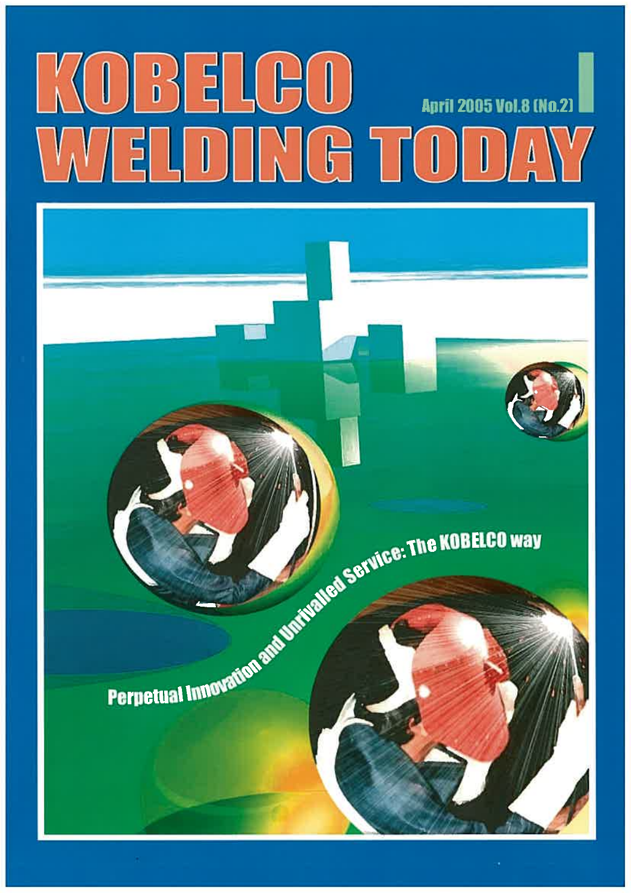# KOBELCO WELDING TODAY

April 2005 Vol.8 (No.2)

Perpetual Innovation and Unrivalled Service: The KOBELCO way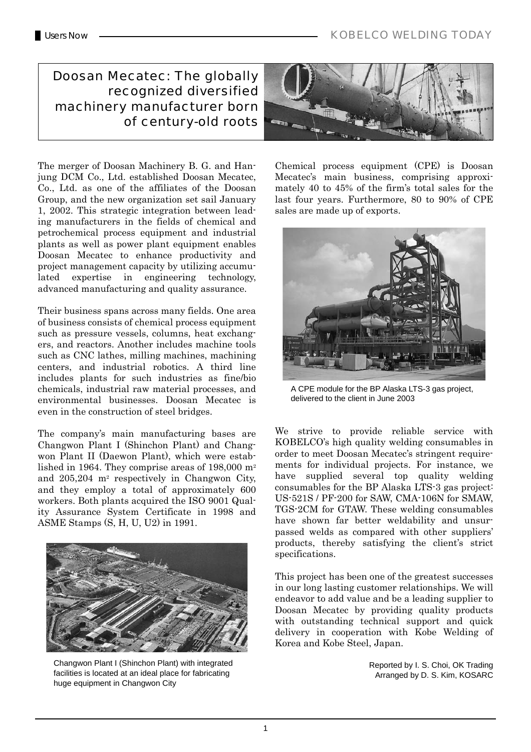# Doosan Mecatec: The globally recognized diversified machinery manufacturer born of century-old roots

The merger of Doosan Machinery B. G. and Hanjung DCM Co., Ltd. established Doosan Mecatec, Co., Ltd. as one of the affiliates of the Doosan Group, and the new organization set sail January 1, 2002. This strategic integration between leading manufacturers in the fields of chemical and petrochemical process equipment and industrial plants as well as power plant equipment enables Doosan Mecatec to enhance productivity and project management capacity by utilizing accumulated expertise in engineering technology, advanced manufacturing and quality assurance.

Their business spans across many fields. One area of business consists of chemical process equipment such as pressure vessels, columns, heat exchangers, and reactors. Another includes machine tools such as CNC lathes, milling machines, machining centers, and industrial robotics. A third line includes plants for such industries as fine/bio chemicals, industrial raw material processes, and environmental businesses. Doosan Mecatec is even in the construction of steel bridges.

The company's main manufacturing bases are Changwon Plant I (Shinchon Plant) and Changwon Plant II (Daewon Plant), which were established in 1964. They comprise areas of 198,000 $m^2$ and 205,204 $m^2$ respectively in Changwon City, and they employ a total of approximately 600 workers. Both plants acquired the ISO 9001 Quality Assurance System Certificate in 1998 and ASME Stamps (S, H, U, U2) in 1991.

Changwon Plant I (Shinchon Plant) with integrated facilities is located at an ideal place for fabricating huge equipment in Changwon City

Chemical process equipment (CPE) is Doosan Mecatec's main business, comprising approximately 40 to 45% of the firm's total sales for the last four years. Furthermore, 80 to 90% of CPE sales are made up of exports.

A CPE module for the BP Alaska LTS-3 gas project, delivered to the client in June 2003

We strive to provide reliable service with KOBELCO's high quality welding consumables in order to meet Doosan Mecatec's stringent requirements for individual projects. For instance, we have supplied several top quality welding consumables for the BP Alaska LTS-3 gas project: US-521S / PF-200 for SAW, CMA-106N for SMAW, TGS-2CM for GTAW. These welding consumables have shown far better weldability and unsurpassed welds as compared with other suppliers' products, thereby satisfying the client's strict specifications.

This project has been one of the greatest successes in our long lasting customer relationships. We will endeavor to add value and be a leading supplier to Doosan Mecatec by providing quality products with outstanding technical support and quick delivery in cooperation with Kobe Welding of Korea and Kobe Steel, Japan.

Reported by I. S. Choi, OK Trading
Arranged by D. S. Kim, KOSARC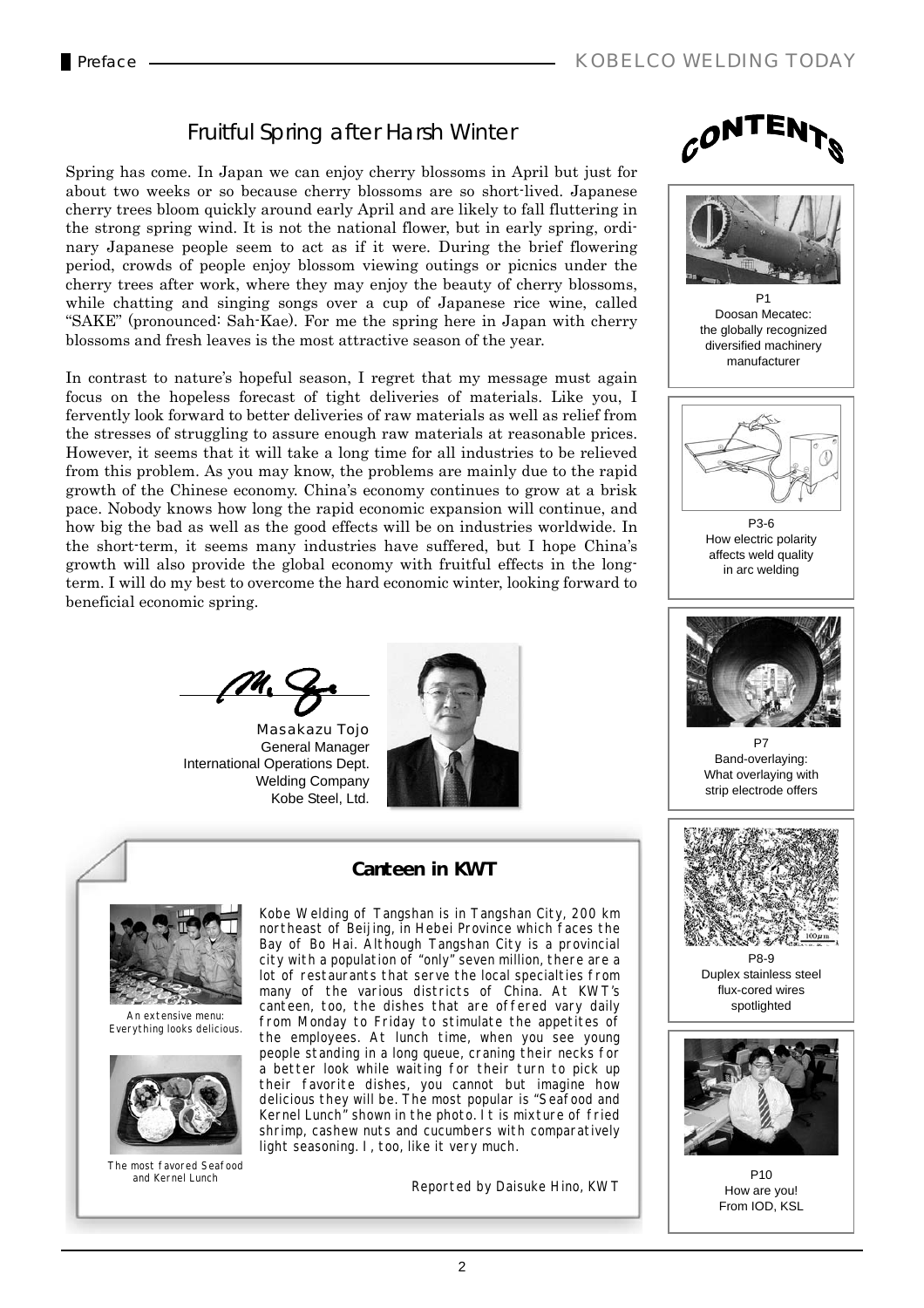## Fruitful Spring after Harsh Winter

Spring has come. In Japan we can enjoy cherry blossoms in April but just for about two weeks or so because cherry blossoms are so short-lived. Japanese cherry trees bloom quickly around early April and are likely to fall fluttering in the strong spring wind. It is not the national flower, but in early spring, ordinary Japanese people seem to act as if it were. During the brief flowering period, crowds of people enjoy blossom viewing outings or picnics under the cherry trees after work, where they may enjoy the beauty of cherry blossoms, while chatting and singing songs over a cup of Japanese rice wine, called "SAKE" (pronounced: Sah-Kae). For me the spring here in Japan with cherry blossoms and fresh leaves is the most attractive season of the year.

In contrast to nature's hopeful season, I regret that my message must again focus on the hopeless forecast of tight deliveries of materials. Like you, I fervently look forward to better deliveries of raw materials as well as relief from the stresses of struggling to assure enough raw materials at reasonable prices. However, it seems that it will take a long time for all industries to be relieved from this problem. As you may know, the problems are mainly due to the rapid growth of the Chinese economy. China's economy continues to grow at a brisk pace. Nobody knows how long the rapid economic expansion will continue, and how big the bad as well as the good effects will be on industries worldwide. In the short-term, it seems many industries have suffered, but I hope China's growth will also provide the global economy with fruitful effects in the long-term. I will do my best to overcome the hard economic winter, looking forward to beneficial economic spring.

Masakazu Tojo
General Manager
International Operations Dept.
Welding Company
Kobe Steel, Ltd.

### Canteen in KWT

Kobe Welding of Tangshan is in Tangshan City, 200 km northeast of Beijing, in Hebei Province which faces the Bay of Bo Hai. Although Tangshan City is a provincial city with a population of "only" seven million, there are a lot of restaurants that serve the local specialties from many of the various districts of China. At KWT's canteen, too, the dishes that are offered vary daily from Monday to Friday to stimulate the appetites of the employees. At lunch time, when you see young people standing in a long queue, craning their necks for a better look while waiting for their turn to pick up their favorite dishes, you cannot but imagine how delicious they will be. The most popular is "Seafood and Kernel Lunch" shown in the photo. It is mixture of fried shrimp, cashew nuts and cucumbers with comparatively light seasoning. I, too, like it very much.

An extensive menu: Everything looks delicious.

The most favored Seafood and Kernel Lunch

Reported by Daisuke Hino, KWT

## CONTENTS

P1
Doosan Mecatec: the globally recognized diversified machinery manufacturer

P3-6
How electric polarity affects weld quality in arc welding

P7
Band-overlaying: What overlaying with strip electrode offers

P8-9
Duplex stainless steel flux-cored wires spotlighted

P10
How are you! From IOD, KSL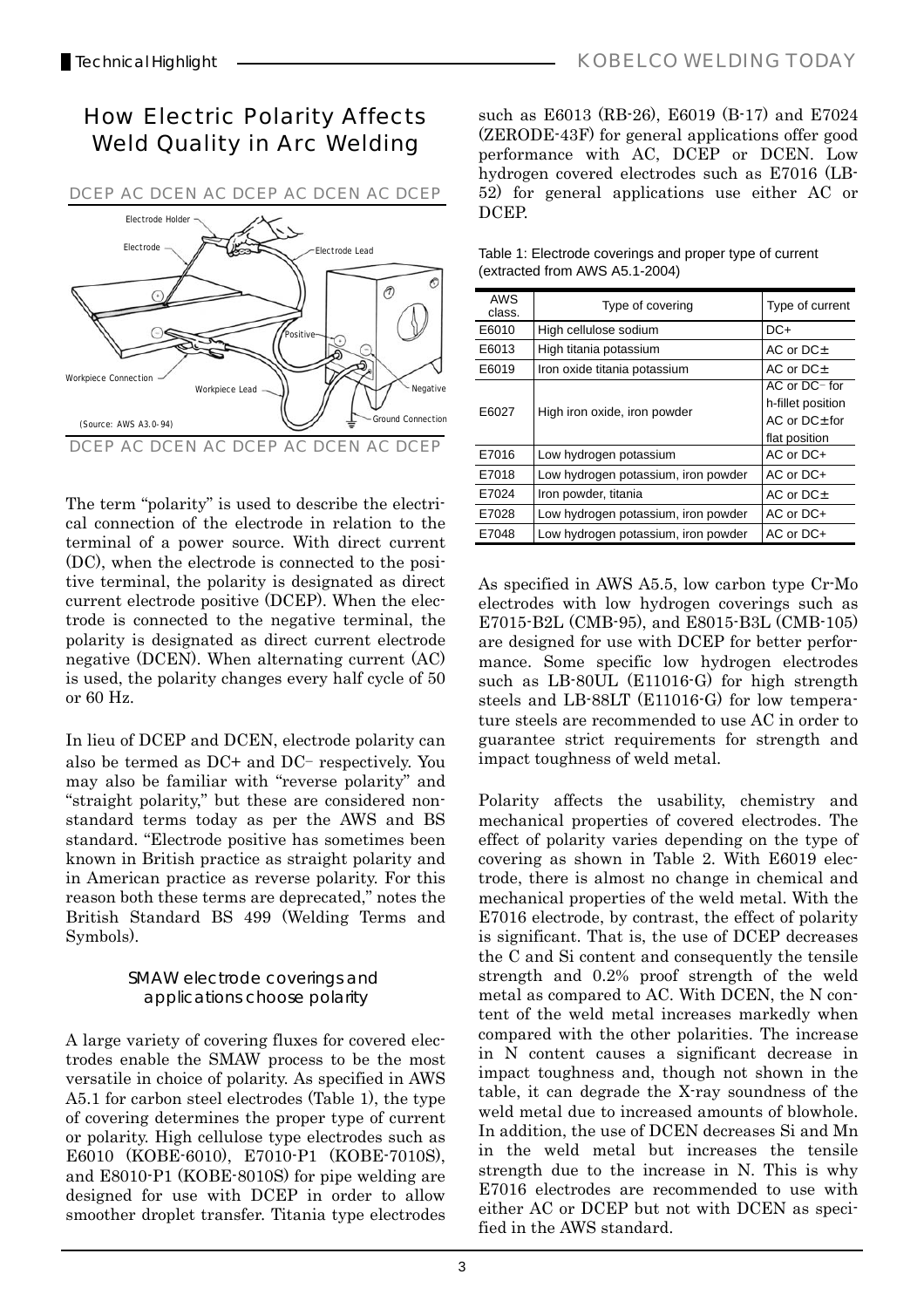# How Electric Polarity Affects Weld Quality in Arc Welding

DCEP AC DCEN AC DCEP AC DCEN AC DCEP

DCEP AC DCEN AC DCEP AC DCEN AC DCEP

The term "polarity" is used to describe the electrical connection of the electrode in relation to the terminal of a power source. With direct current (DC), when the electrode is connected to the positive terminal, the polarity is designated as direct current electrode positive (DCEP). When the electrode is connected to the negative terminal, the polarity is designated as direct current electrode negative (DCEN). When alternating current (AC) is used, the polarity changes every half cycle of 50 or 60 Hz.

In lieu of DCEP and DCEN, electrode polarity can also be termed as DC+ and DC– respectively. You may also be familiar with "reverse polarity" and "straight polarity," but these are considered nonstandard terms today as per the AWS and BS standard. "Electrode positive has sometimes been known in British practice as straight polarity and in American practice as reverse polarity. For this reason both these terms are deprecated," notes the British Standard BS 499 (Welding Terms and Symbols).

### SMAW electrode coverings and applications choose polarity

A large variety of covering fluxes for covered electrodes enable the SMAW process to be the most versatile in choice of polarity. As specified in AWS A5.1 for carbon steel electrodes (Table 1), the type of covering determines the proper type of current or polarity. High cellulose type electrodes such as E6010 (KOBE-6010), E7010-P1 (KOBE-7010S), and E8010-P1 (KOBE-8010S) for pipe welding are designed for use with DCEP in order to allow smoother droplet transfer. Titania type electrodes such as E6013 (RB-26), E6019 (B-17) and E7024 (ZERODE-43F) for general applications offer good performance with AC, DCEP or DCEN. Low hydrogen covered electrodes such as E7016 (LB-52) for general applications use either AC or DCEP.

Table 1: Electrode coverings and proper type of current (extracted from AWS A5.1-2004)

| AWS class. | Type of covering | Type of current |
|---|---|---|
| E6010 | High cellulose sodium | DC+ |
| E6013 | High titania potassium | AC or DC± |
| E6019 | Iron oxide titania potassium | AC or DC± |
| E6027 | High iron oxide, iron powder | AC or DC– for h-fillet position<br>AC or DC± for flat position |
| E7016 | Low hydrogen potassium | AC or DC+ |
| E7018 | Low hydrogen potassium, iron powder | AC or DC+ |
| E7024 | Iron powder, titania | AC or DC± |
| E7028 | Low hydrogen potassium, iron powder | AC or DC+ |
| E7048 | Low hydrogen potassium, iron powder | AC or DC+ |

As specified in AWS A5.5, low carbon type Cr-Mo electrodes with low hydrogen coverings such as E7015-B2L (CMB-95), and E8015-B3L (CMB-105) are designed for use with DCEP for better performance. Some specific low hydrogen electrodes such as LB-80UL (E11016-G) for high strength steels and LB-88LT (E11016-G) for low temperature steels are recommended to use AC in order to guarantee strict requirements for strength and impact toughness of weld metal.

Polarity affects the usability, chemistry and mechanical properties of covered electrodes. The effect of polarity varies depending on the type of covering as shown in Table 2. With E6019 electrode, there is almost no change in chemical and mechanical properties of the weld metal. With the E7016 electrode, by contrast, the effect of polarity is significant. That is, the use of DCEP decreases the C and Si content and consequently the tensile strength and 0.2% proof strength of the weld metal as compared to AC. With DCEN, the N content of the weld metal increases markedly when compared with the other polarities. The increase in N content causes a significant decrease in impact toughness and, though not shown in the table, it can degrade the X-ray soundness of the weld metal due to increased amounts of blowhole. In addition, the use of DCEN decreases Si and Mn in the weld metal but increases the tensile strength due to the increase in N. This is why E7016 electrodes are recommended to use with either AC or DCEP but not with DCEN as specified in the AWS standard.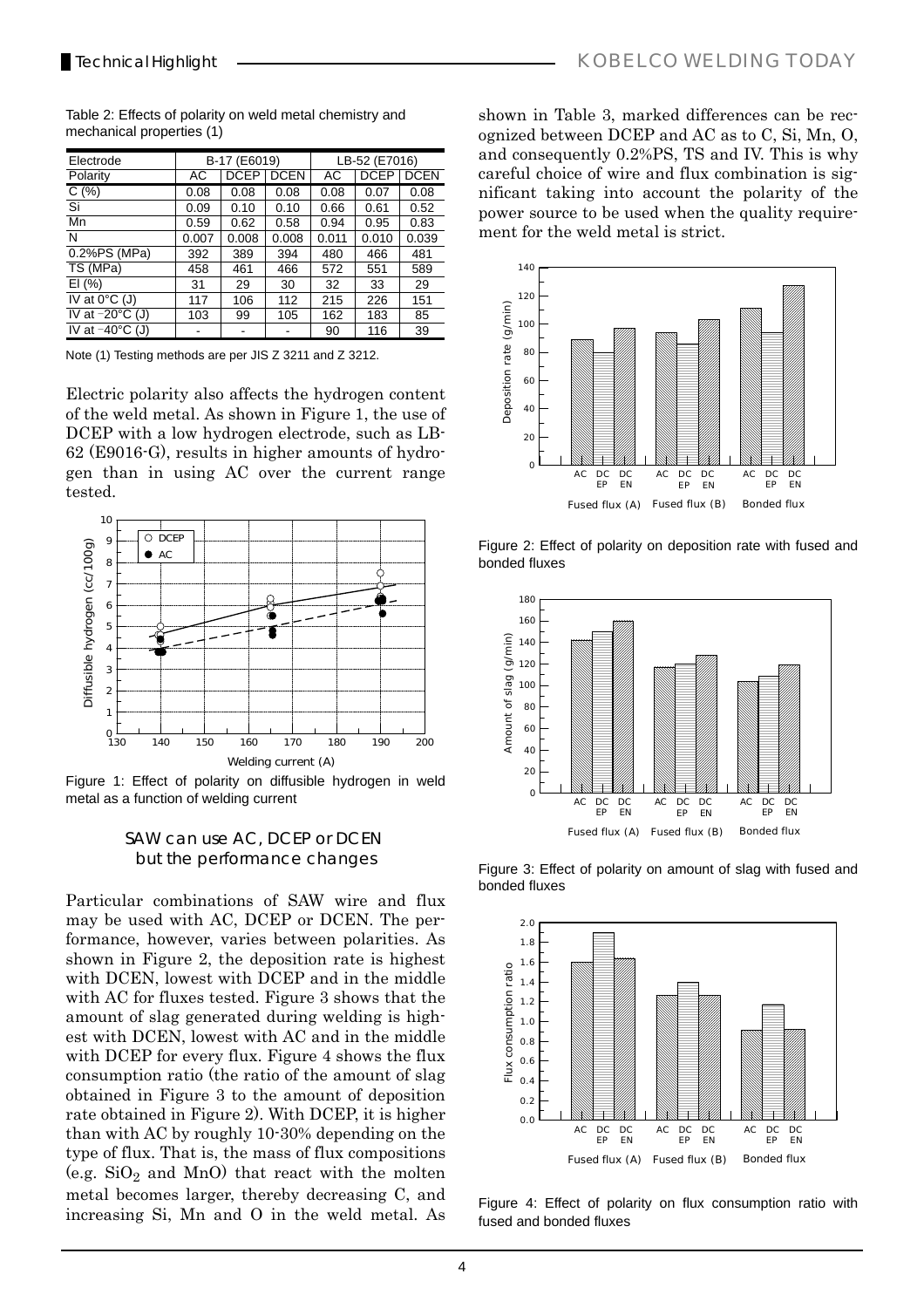Table 2: Effects of polarity on weld metal chemistry and mechanical properties (1)

| Electrode | B-17 (E6019) | | | LB-52 (E7016) | | |
|---|---|---|---|---|---|---|
| Polarity | AC | DCEP | DCEN | AC | DCEP | DCEN |
| C (%) | 0.08 | 0.08 | 0.08 | 0.08 | 0.07 | 0.08 |
| Si | 0.09 | 0.10 | 0.10 | 0.66 | 0.61 | 0.52 |
| Mn | 0.59 | 0.62 | 0.58 | 0.94 | 0.95 | 0.83 |
| N | 0.007 | 0.008 | 0.008 | 0.011 | 0.010 | 0.039 |
| 0.2%PS (MPa) | 392 | 389 | 394 | 480 | 466 | 481 |
| TS (MPa) | 458 | 461 | 466 | 572 | 551 | 589 |
| El (%) | 31 | 29 | 30 | 32 | 33 | 29 |
| IV at 0°C (J) | 117 | 106 | 112 | 215 | 226 | 151 |
| IV at −20°C (J) | 103 | 99 | 105 | 162 | 183 | 85 |
| IV at −40°C (J) | - | - | - | 90 | 116 | 39 |

Note (1) Testing methods are per JIS Z 3211 and Z 3212.

Electric polarity also affects the hydrogen content of the weld metal. As shown in Figure 1, the use of DCEP with a low hydrogen electrode, such as LB-62 (E9016-G), results in higher amounts of hydrogen than in using AC over the current range tested.

Figure 1: Effect of polarity on diffusible hydrogen in weld metal as a function of welding current

## SAW can use AC, DCEP or DCEN but the performance changes

Particular combinations of SAW wire and flux may be used with AC, DCEP or DCEN. The performance, however, varies between polarities. As shown in Figure 2, the deposition rate is highest with DCEN, lowest with DCEP and in the middle with AC for fluxes tested. Figure 3 shows that the amount of slag generated during welding is highest with DCEN, lowest with AC and in the middle with DCEP for every flux. Figure 4 shows the flux consumption ratio (the ratio of the amount of slag obtained in Figure 3 to the amount of deposition rate obtained in Figure 2). With DCEP, it is higher than with AC by roughly 10-30% depending on the type of flux. That is, the mass of flux compositions (e.g. $SiO_2$ and MnO) that react with the molten metal becomes larger, thereby decreasing C, and increasing Si, Mn and O in the weld metal. As shown in Table 3, marked differences can be recognized between DCEP and AC as to C, Si, Mn, O, and consequently 0.2%PS, TS and IV. This is why careful choice of wire and flux combination is significant taking into account the polarity of the power source to be used when the quality requirement for the weld metal is strict.

Figure 2: Effect of polarity on deposition rate with fused and bonded fluxes

Figure 3: Effect of polarity on amount of slag with fused and bonded fluxes

Figure 4: Effect of polarity on flux consumption ratio with fused and bonded fluxes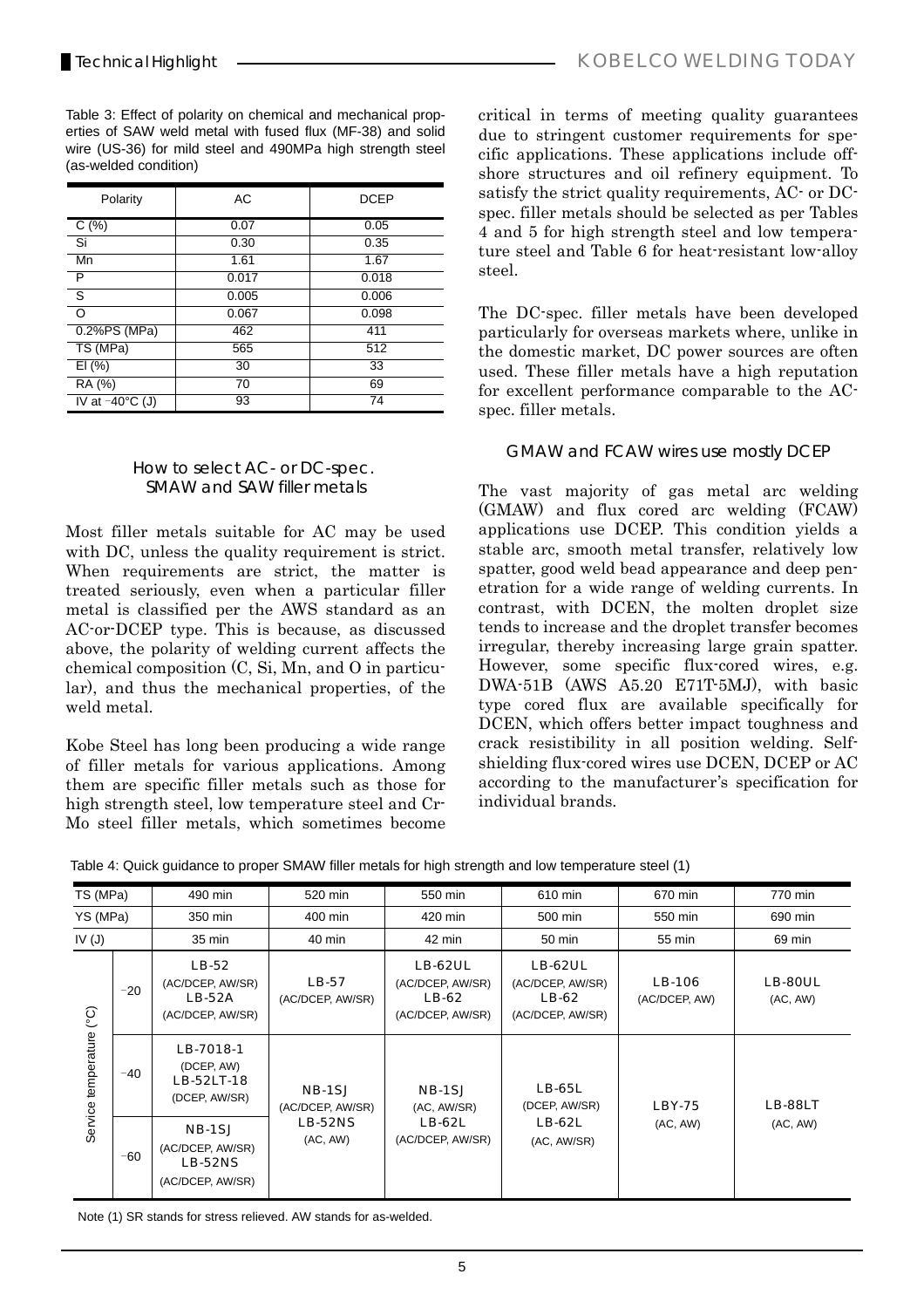Table 3: Effect of polarity on chemical and mechanical properties of SAW weld metal with fused flux (MF-38) and solid wire (US-36) for mild steel and 490MPa high strength steel (as-welded condition)

| Polarity | AC | DCEP |
|---|---|---|
| C (%) | 0.07 | 0.05 |
| Si | 0.30 | 0.35 |
| Mn | 1.61 | 1.67 |
| P | 0.017 | 0.018 |
| S | 0.005 | 0.006 |
| O | 0.067 | 0.098 |
| 0.2%PS (MPa) | 462 | 411 |
| TS (MPa) | 565 | 512 |
| El (%) | 30 | 33 |
| RA (%) | 70 | 69 |
| IV at −40°C (J) | 93 | 74 |

### How to select AC- or DC-spec. SMAW and SAW filler metals

Most filler metals suitable for AC may be used with DC, unless the quality requirement is strict. When requirements are strict, the matter is treated seriously, even when a particular filler metal is classified per the AWS standard as an AC-or-DCEP type. This is because, as discussed above, the polarity of welding current affects the chemical composition (C, Si, Mn, and O in particular), and thus the mechanical properties, of the weld metal.

Kobe Steel has long been producing a wide range of filler metals for various applications. Among them are specific filler metals such as those for high strength steel, low temperature steel and Cr-Mo steel filler metals, which sometimes become critical in terms of meeting quality guarantees due to stringent customer requirements for specific applications. These applications include offshore structures and oil refinery equipment. To satisfy the strict quality requirements, AC- or DC-spec. filler metals should be selected as per Tables 4 and 5 for high strength steel and low temperature steel and Table 6 for heat-resistant low-alloy steel.

The DC-spec. filler metals have been developed particularly for overseas markets where, unlike in the domestic market, DC power sources are often used. These filler metals have a high reputation for excellent performance comparable to the AC-spec. filler metals.

### GMAW and FCAW wires use mostly DCEP

The vast majority of gas metal arc welding (GMAW) and flux cored arc welding (FCAW) applications use DCEP. This condition yields a stable arc, smooth metal transfer, relatively low spatter, good weld bead appearance and deep penetration for a wide range of welding currents. In contrast, with DCEN, the molten droplet size tends to increase and the droplet transfer becomes irregular, thereby increasing large grain spatter. However, some specific flux-cored wires, e.g. DWA-51B (AWS A5.20 E71T-5MJ), with basic type cored flux are available specifically for DCEN, which offers better impact toughness and crack resistibility in all position welding. Self-shielding flux-cored wires use DCEN, DCEP or AC according to the manufacturer's specification for individual brands.

Table 4: Quick guidance to proper SMAW filler metals for high strength and low temperature steel (1)

| TS (MPa) | | 490 min | 520 min | 550 min | 610 min | 670 min | 770 min |
|---|---|---|---|---|---|---|---|
| YS (MPa) | | 350 min | 400 min | 420 min | 500 min | 550 min | 690 min |
| IV (J) | | 35 min | 40 min | 42 min | 50 min | 55 min | 69 min |
| Service temperature (°C) | −20 | LB-52 (AC/DCEP, AW/SR) LB-52A (AC/DCEP, AW/SR) | LB-57 (AC/DCEP, AW/SR) | LB-62UL (AC/DCEP, AW/SR) LB-62 (AC/DCEP, AW/SR) | LB-62UL (AC/DCEP, AW/SR) LB-62 (AC/DCEP, AW/SR) | LB-106 (AC/DCEP, AW) | LB-80UL (AC, AW) |
| | −40 | LB-7018-1 (DCEP, AW) LB-52LT-18 (DCEP, AW/SR) | NB-1SJ (AC/DCEP, AW/SR) LB-52NS (AC, AW) | NB-1SJ (AC, AW/SR) LB-62L (AC/DCEP, AW/SR) | LB-65L (DCEP, AW/SR) LB-62L (AC, AW/SR) | LBY-75 (AC, AW) | LB-88LT (AC, AW) |
| | −60 | NB-1SJ (AC/DCEP, AW/SR) LB-52NS (AC/DCEP, AW/SR) | | | | | |

Note (1) SR stands for stress relieved. AW stands for as-welded.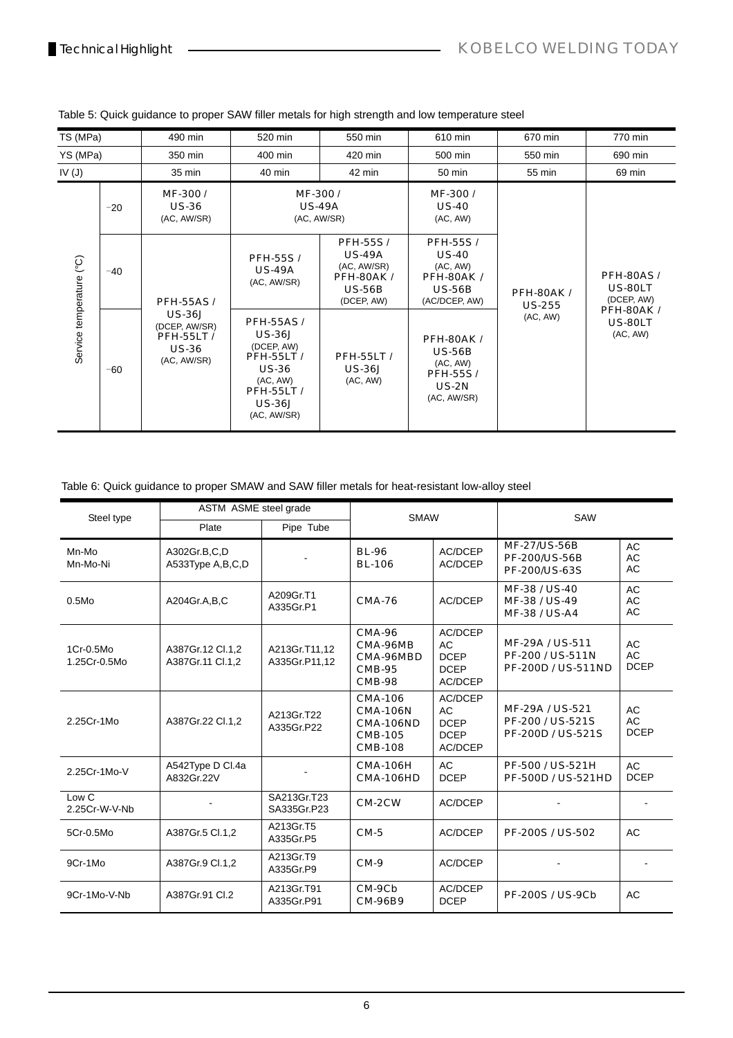Table 5: Quick guidance to proper SAW filler metals for high strength and low temperature steel

| TS (MPa) | | 490 min | 520 min | 550 min | 610 min | 670 min | 770 min |
|---|---|---|---|---|---|---|---|
| YS (MPa) | | 350 min | 400 min | 420 min | 500 min | 550 min | 690 min |
| IV (J) | | 35 min | 40 min | 42 min | 50 min | 55 min | 69 min |
| Service temperature (°C) | −20 | MF-300 / US-36 (AC, AW/SR) | MF-300 / US-49A (AC, AW/SR) | | MF-300 / US-40 (AC, AW) | PFH-80AK / US-255 (AC, AW) | PFH-80AS / US-80LT (DCEP, AW) PFH-80AK / US-80LT (AC, AW) |
| | −40 | PFH-55AS / US-36J (DCEP, AW/SR) PFH-55LT / US-36 (AC, AW/SR) | PFH-55S / US-49A (AC, AW/SR) | PFH-55S / US-49A (AC, AW/SR) PFH-80AK / US-56B (DCEP, AW) | PFH-55S / US-40 (AC, AW) PFH-80AK / US-56B (AC/DCEP, AW) | | |
| | −60 | | PFH-55AS / US-36J (DCEP, AW) PFH-55LT / US-36 (AC, AW) PFH-55LT / US-36J (AC, AW/SR) | PFH-55LT / US-36J (AC, AW) | PFH-80AK / US-56B (AC, AW) PFH-55S / US-2N (AC, AW/SR) | | |

Table 6: Quick guidance to proper SMAW and SAW filler metals for heat-resistant low-alloy steel

| Steel type | ASTM ASME steel grade | | SMAW | | SAW | |
|---|---|---|---|---|---|---|
| | Plate | Pipe Tube | | | | |
| Mn-Mo<br>Mn-Mo-Ni | A302Gr.B,C,D<br>A533Type A,B,C,D | - | BL-96<br>BL-106 | AC/DCEP<br>AC/DCEP | MF-27/US-56B<br>PF-200/US-56B<br>PF-200/US-63S | AC<br>AC<br>AC |
| 0.5Mo | A204Gr.A,B,C | A209Gr.T1<br>A335Gr.P1 | CMA-76 | AC/DCEP | MF-38 / US-40<br>MF-38 / US-49<br>MF-38 / US-A4 | AC<br>AC<br>AC |
| 1Cr-0.5Mo<br>1.25Cr-0.5Mo | A387Gr.12 Cl.1,2<br>A387Gr.11 Cl.1,2 | A213Gr.T11,12<br>A335Gr.P11,12 | CMA-96<br>CMA-96MB<br>CMA-96MBD<br>CMB-95<br>CMB-98 | AC/DCEP<br>AC<br>DCEP<br>DCEP<br>AC/DCEP | MF-29A / US-511<br>PF-200 / US-511N<br>PF-200D / US-511ND | AC<br>AC<br>DCEP |
| 2.25Cr-1Mo | A387Gr.22 Cl.1,2 | A213Gr.T22<br>A335Gr.P22 | CMA-106<br>CMA-106N<br>CMA-106ND<br>CMB-105<br>CMB-108 | AC/DCEP<br>AC<br>DCEP<br>DCEP<br>AC/DCEP | MF-29A / US-521<br>PF-200 / US-521S<br>PF-200D / US-521S | AC<br>AC<br>DCEP |
| 2.25Cr-1Mo-V | A542Type D Cl.4a<br>A832Gr.22V | - | CMA-106H<br>CMA-106HD | AC<br>DCEP | PF-500 / US-521H<br>PF-500D / US-521HD | AC<br>DCEP |
| Low C<br>2.25Cr-W-V-Nb | - | SA213Gr.T23<br>SA335Gr.P23 | CM-2CW | AC/DCEP | - | - |
| 5Cr-0.5Mo | A387Gr.5 Cl.1,2 | A213Gr.T5<br>A335Gr.P5 | CM-5 | AC/DCEP | PF-200S / US-502 | AC |
| 9Cr-1Mo | A387Gr.9 Cl.1,2 | A213Gr.T9<br>A335Gr.P9 | CM-9 | AC/DCEP | - | - |
| 9Cr-1Mo-V-Nb | A387Gr.91 Cl.2 | A213Gr.T91<br>A335Gr.P91 | CM-9Cb<br>CM-96B9 | AC/DCEP<br>DCEP | PF-200S / US-9Cb | AC |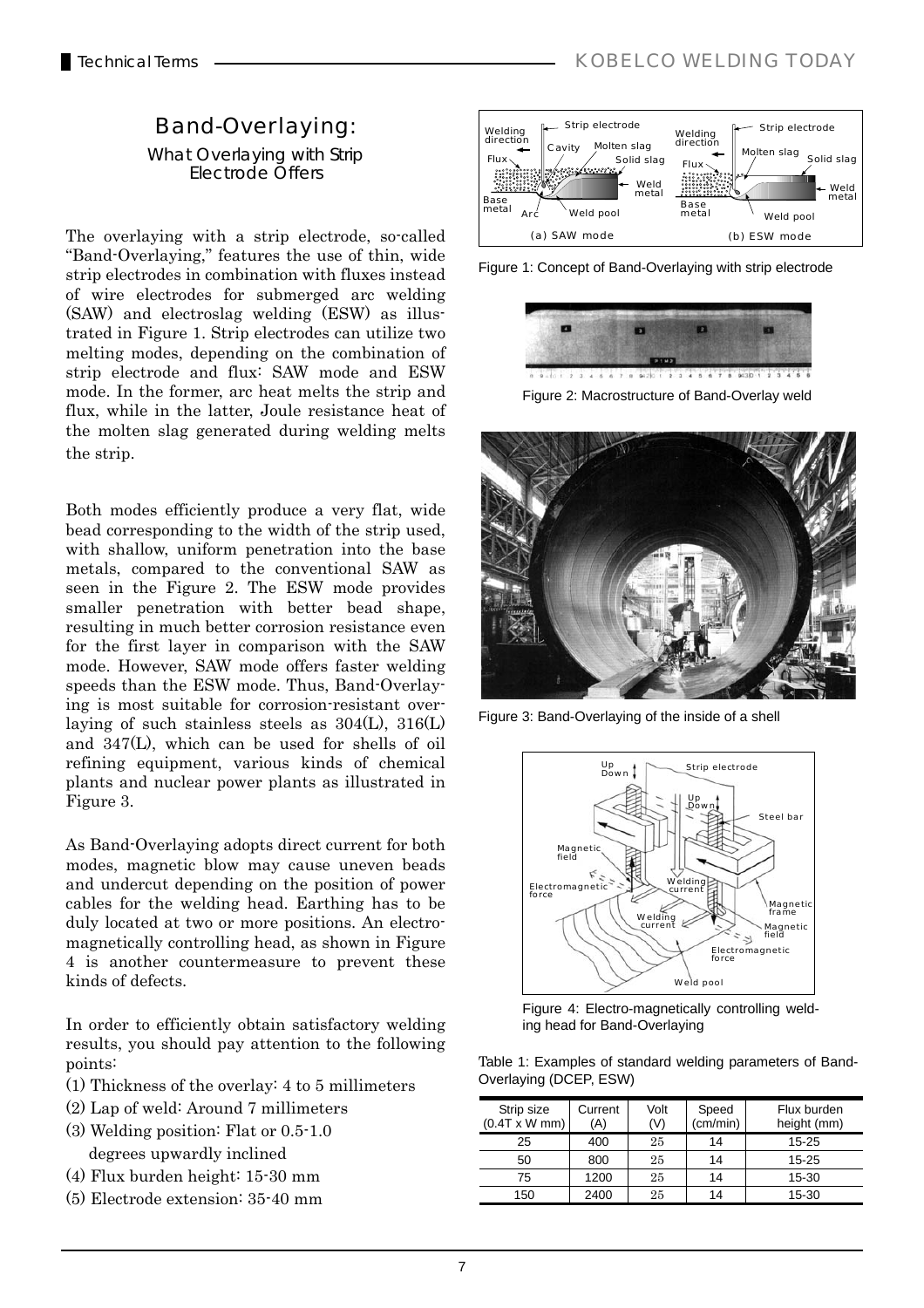# Band-Overlaying:

## What Overlaying with Strip Electrode Offers

The overlaying with a strip electrode, so-called "Band-Overlaying," features the use of thin, wide strip electrodes in combination with fluxes instead of wire electrodes for submerged arc welding (SAW) and electroslag welding (ESW) as illustrated in Figure 1. Strip electrodes can utilize two melting modes, depending on the combination of strip electrode and flux: SAW mode and ESW mode. In the former, arc heat melts the strip and flux, while in the latter, Joule resistance heat of the molten slag generated during welding melts the strip.

Both modes efficiently produce a very flat, wide bead corresponding to the width of the strip used, with shallow, uniform penetration into the base metals, compared to the conventional SAW as seen in the Figure 2. The ESW mode provides smaller penetration with better bead shape, resulting in much better corrosion resistance even for the first layer in comparison with the SAW mode. However, SAW mode offers faster welding speeds than the ESW mode. Thus, Band-Overlaying is most suitable for corrosion-resistant overlaying of such stainless steels as 304(L), 316(L) and 347(L), which can be used for shells of oil refining equipment, various kinds of chemical plants and nuclear power plants as illustrated in Figure 3.

As Band-Overlaying adopts direct current for both modes, magnetic blow may cause uneven beads and undercut depending on the position of power cables for the welding head. Earthing has to be duly located at two or more positions. An electromagnetically controlling head, as shown in Figure 4 is another countermeasure to prevent these kinds of defects.

In order to efficiently obtain satisfactory welding results, you should pay attention to the following points:

(1) Thickness of the overlay: 4 to 5 millimeters
(2) Lap of weld: Around 7 millimeters
(3) Welding position: Flat or 0.5-1.0 degrees upwardly inclined
(4) Flux burden height: 15-30 mm
(5) Electrode extension: 35-40 mm

Figure 1: Concept of Band-Overlaying with strip electrode

Figure 2: Macrostructure of Band-Overlay weld

Figure 3: Band-Overlaying of the inside of a shell

Figure 4: Electro-magnetically controlling welding head for Band-Overlaying

Table 1: Examples of standard welding parameters of Band-Overlaying (DCEP, ESW)

| Strip size (0.4T x W mm) | Current (A) | Volt (V) | Speed (cm/min) | Flux burden height (mm) |
|---|---|---|---|---|
| 25 | 400 | 25 | 14 | 15-25 |
| 50 | 800 | 25 | 14 | 15-25 |
| 75 | 1200 | 25 | 14 | 15-30 |
| 150 | 2400 | 25 | 14 | 15-30 |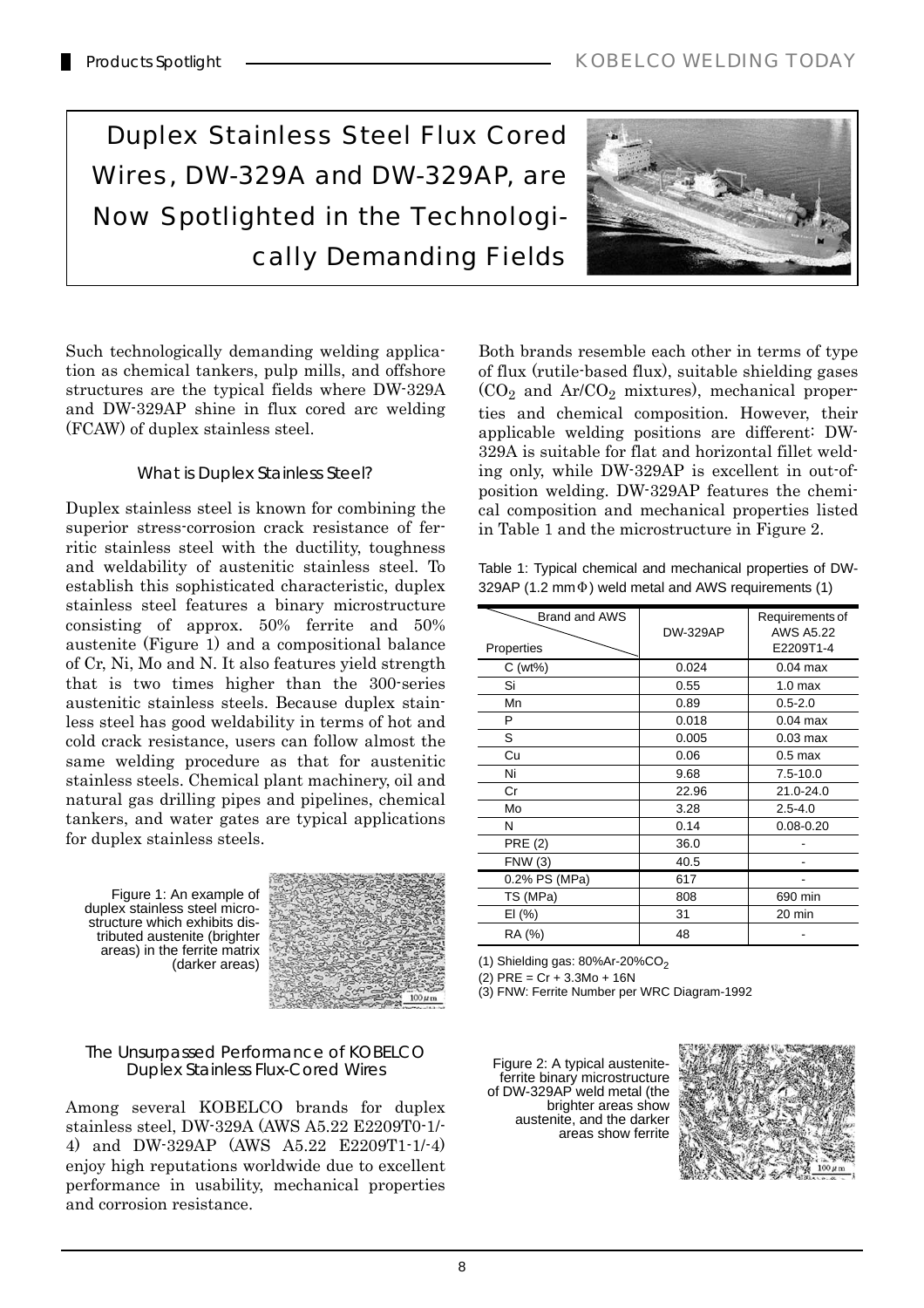# Duplex Stainless Steel Flux Cored Wires, DW-329A and DW-329AP, are Now Spotlighted in the Technologically Demanding Fields

Such technologically demanding welding application as chemical tankers, pulp mills, and offshore structures are the typical fields where DW-329A and DW-329AP shine in flux cored arc welding (FCAW) of duplex stainless steel.

### What is Duplex Stainless Steel?

Duplex stainless steel is known for combining the superior stress-corrosion crack resistance of ferritic stainless steel with the ductility, toughness and weldability of austenitic stainless steel. To establish this sophisticated characteristic, duplex stainless steel features a binary microstructure consisting of approx. 50% ferrite and 50% austenite (Figure 1) and a compositional balance of Cr, Ni, Mo and N. It also features yield strength that is two times higher than the 300-series austenitic stainless steels. Because duplex stainless steel has good weldability in terms of hot and cold crack resistance, users can follow almost the same welding procedure as that for austenitic stainless steels. Chemical plant machinery, oil and natural gas drilling pipes and pipelines, chemical tankers, and water gates are typical applications for duplex stainless steels.

Figure 1: An example of duplex stainless steel microstructure which exhibits distributed austenite (brighter areas) in the ferrite matrix (darker areas)

### The Unsurpassed Performance of KOBELCO Duplex Stainless Flux-Cored Wires

Among several KOBELCO brands for duplex stainless steel, DW-329A (AWS A5.22 E2209T0-1/-4) and DW-329AP (AWS A5.22 E2209T1-1/-4) enjoy high reputations worldwide due to excellent performance in usability, mechanical properties and corrosion resistance.

Both brands resemble each other in terms of type of flux (rutile-based flux), suitable shielding gases ($CO_2$ and $Ar/CO_2$ mixtures), mechanical properties and chemical composition. However, their applicable welding positions are different: DW-329A is suitable for flat and horizontal fillet welding only, while DW-329AP is excellent in out-of-position welding. DW-329AP features the chemical composition and mechanical properties listed in Table 1 and the microstructure in Figure 2.

Table 1: Typical chemical and mechanical properties of DW-329AP (1.2 mmΦ) weld metal and AWS requirements (1)

| Properties \ Brand and AWS | DW-329AP | Requirements of AWS A5.22 E2209T1-4 |
|---|---|---|
| C (wt%) | 0.024 | 0.04 max |
| Si | 0.55 | 1.0 max |
| Mn | 0.89 | 0.5-2.0 |
| P | 0.018 | 0.04 max |
| S | 0.005 | 0.03 max |
| Cu | 0.06 | 0.5 max |
| Ni | 9.68 | 7.5-10.0 |
| Cr | 22.96 | 21.0-24.0 |
| Mo | 3.28 | 2.5-4.0 |
| N | 0.14 | 0.08-0.20 |
| PRE (2) | 36.0 | - |
| FNW (3) | 40.5 | - |
| 0.2% PS (MPa) | 617 | - |
| TS (MPa) | 808 | 690 min |
| El (%) | 31 | 20 min |
| RA (%) | 48 | - |

(1) Shielding gas: 80%Ar-20%$CO_2$
(2) PRE = Cr + 3.3Mo + 16N
(3) FNW: Ferrite Number per WRC Diagram-1992

Figure 2: A typical austenite-ferrite binary microstructure of DW-329AP weld metal (the brighter areas show austenite, and the darker areas show ferrite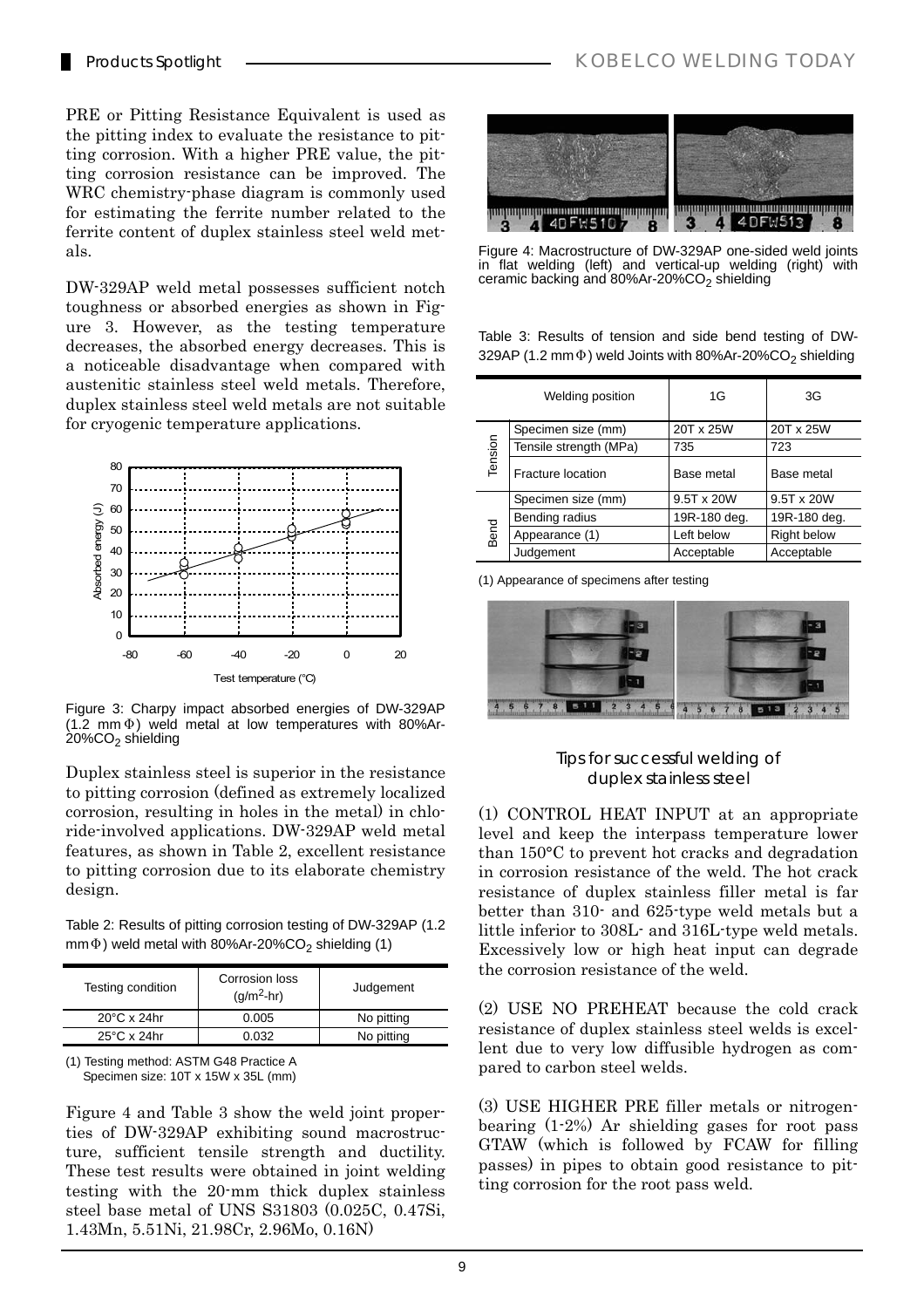PRE or Pitting Resistance Equivalent is used as the pitting index to evaluate the resistance to pitting corrosion. With a higher PRE value, the pitting corrosion resistance can be improved. The WRC chemistry-phase diagram is commonly used for estimating the ferrite number related to the ferrite content of duplex stainless steel weld metals.

DW-329AP weld metal possesses sufficient notch toughness or absorbed energies as shown in Figure 3. However, as the testing temperature decreases, the absorbed energy decreases. This is a noticeable disadvantage when compared with austenitic stainless steel weld metals. Therefore, duplex stainless steel weld metals are not suitable for cryogenic temperature applications.

Figure 3: Charpy impact absorbed energies of DW-329AP (1.2 mmΦ) weld metal at low temperatures with 80%Ar-20%$CO_2$ shielding

Duplex stainless steel is superior in the resistance to pitting corrosion (defined as extremely localized corrosion, resulting in holes in the metal) in chloride-involved applications. DW-329AP weld metal features, as shown in Table 2, excellent resistance to pitting corrosion due to its elaborate chemistry design.

Table 2: Results of pitting corrosion testing of DW-329AP (1.2 mmΦ) weld metal with 80%Ar-20%$CO_2$ shielding (1)

| Testing condition | Corrosion loss ($g/m^2$-hr) | Judgement |
|---|---|---|
| 20°C x 24hr | 0.005 | No pitting |
| 25°C x 24hr | 0.032 | No pitting |

(1) Testing method: ASTM G48 Practice A
Specimen size: 10T x 15W x 35L (mm)

Figure 4 and Table 3 show the weld joint properties of DW-329AP exhibiting sound macrostructure, sufficient tensile strength and ductility. These test results were obtained in joint welding testing with the 20-mm thick duplex stainless steel base metal of UNS S31803 (0.025C, 0.47Si, 1.43Mn, 5.51Ni, 21.98Cr, 2.96Mo, 0.16N)

Figure 4: Macrostructure of DW-329AP one-sided weld joints in flat welding (left) and vertical-up welding (right) with ceramic backing and 80%Ar-20%$CO_2$ shielding

Table 3: Results of tension and side bend testing of DW-329AP (1.2 mmΦ) weld Joints with 80%Ar-20%$CO_2$ shielding

| | Welding position | 1G | 3G |
|---|---|---|---|
| Tension | Specimen size (mm) | 20T x 25W | 20T x 25W |
| | Tensile strength (MPa) | 735 | 723 |
| | Fracture location | Base metal | Base metal |
| Bend | Specimen size (mm) | 9.5T x 20W | 9.5T x 20W |
| | Bending radius | 19R-180 deg. | 19R-180 deg. |
| | Appearance (1) | Left below | Right below |
| | Judgement | Acceptable | Acceptable |

(1) Appearance of specimens after testing

## Tips for successful welding of duplex stainless steel

(1) CONTROL HEAT INPUT at an appropriate level and keep the interpass temperature lower than 150°C to prevent hot cracks and degradation in corrosion resistance of the weld. The hot crack resistance of duplex stainless filler metal is far better than 310- and 625-type weld metals but a little inferior to 308L- and 316L-type weld metals. Excessively low or high heat input can degrade the corrosion resistance of the weld.

(2) USE NO PREHEAT because the cold crack resistance of duplex stainless steel welds is excellent due to very low diffusible hydrogen as compared to carbon steel welds.

(3) USE HIGHER PRE filler metals or nitrogen-bearing (1-2%) Ar shielding gases for root pass GTAW (which is followed by FCAW for filling passes) in pipes to obtain good resistance to pitting corrosion for the root pass weld.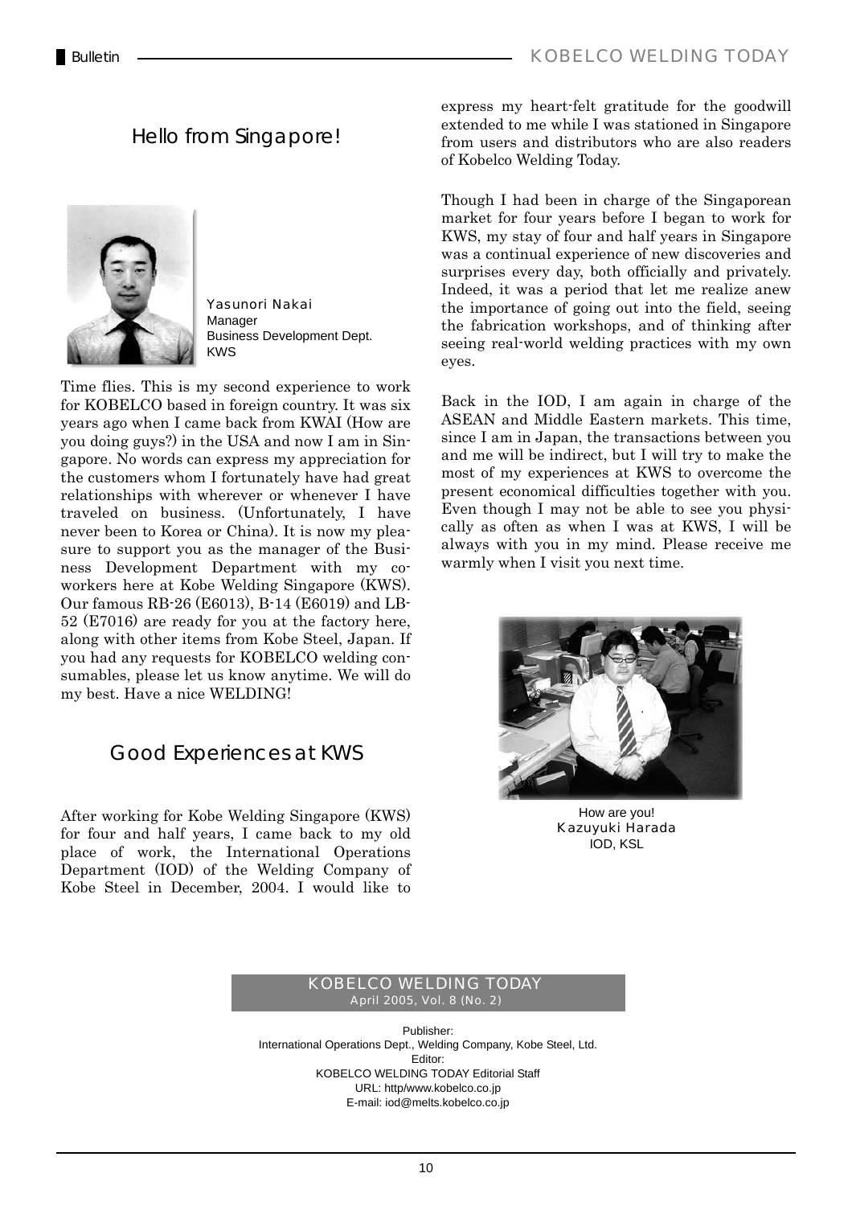## Hello from Singapore!

Yasunori Nakai
Manager
Business Development Dept.
KWS

Time flies. This is my second experience to work for KOBELCO based in foreign country. It was six years ago when I came back from KWAI (How are you doing guys?) in the USA and now I am in Singapore. No words can express my appreciation for the customers whom I fortunately have had great relationships with wherever or whenever I have traveled on business. (Unfortunately, I have never been to Korea or China). It is now my pleasure to support you as the manager of the Business Development Department with my coworkers here at Kobe Welding Singapore (KWS). Our famous RB-26 (E6013), B-14 (E6019) and LB-52 (E7016) are ready for you at the factory here, along with other items from Kobe Steel, Japan. If you had any requests for KOBELCO welding consumables, please let us know anytime. We will do my best. Have a nice WELDING!

## Good Experiences at KWS

After working for Kobe Welding Singapore (KWS) for four and half years, I came back to my old place of work, the International Operations Department (IOD) of the Welding Company of Kobe Steel in December, 2004. I would like to express my heart-felt gratitude for the goodwill extended to me while I was stationed in Singapore from users and distributors who are also readers of Kobelco Welding Today.

Though I had been in charge of the Singaporean market for four years before I began to work for KWS, my stay of four and half years in Singapore was a continual experience of new discoveries and surprises every day, both officially and privately. Indeed, it was a period that let me realize anew the importance of going out into the field, seeing the fabrication workshops, and of thinking after seeing real-world welding practices with my own eyes.

Back in the IOD, I am again in charge of the ASEAN and Middle Eastern markets. This time, since I am in Japan, the transactions between you and me will be indirect, but I will try to make the most of my experiences at KWS to overcome the present economical difficulties together with you. Even though I may not be able to see you physically as often as when I was at KWS, I will be always with you in my mind. Please receive me warmly when I visit you next time.

How are you!
Kazuyuki Harada
IOD, KSL

**KOBELCO WELDING TODAY**
April 2005, Vol. 8 (No. 2)

Publisher:
International Operations Dept., Welding Company, Kobe Steel, Ltd.
Editor:
KOBELCO WELDING TODAY Editorial Staff
URL: http/www.kobelco.co.jp
E-mail: iod@melts.kobelco.co.jp